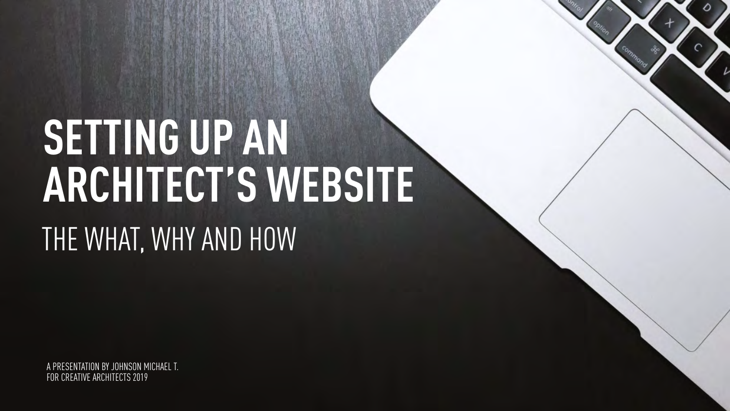# SETTING UP AN ARCHITECT'S WEBSITE

## THE WHAT, WHY AND HOW

A PRESENTATION BY JOHNSON MICHAEL T.
FOR CREATIVE ARCHITECTS 2019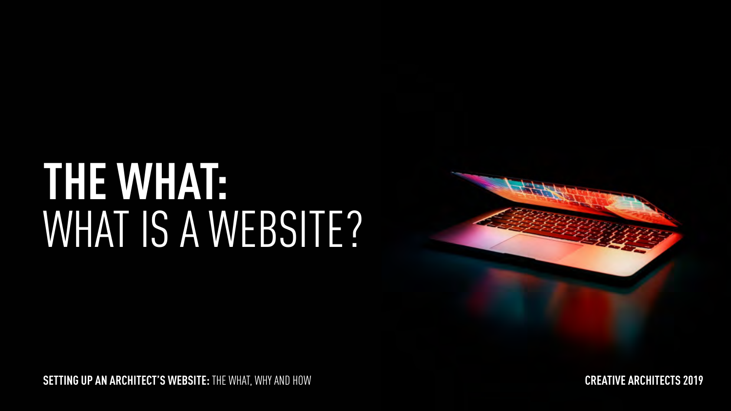# THE WHAT:
## WHAT IS A WEBSITE?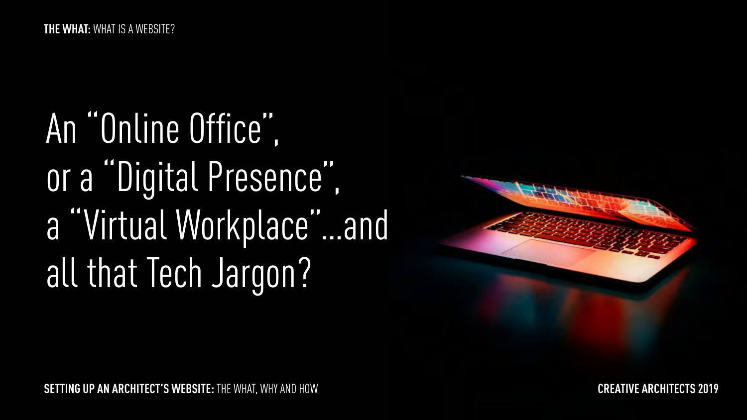**THE WHAT:** WHAT IS A WEBSITE?

# An "Online Office", or a "Digital Presence", a "Virtual Workplace"...and all that Tech Jargon?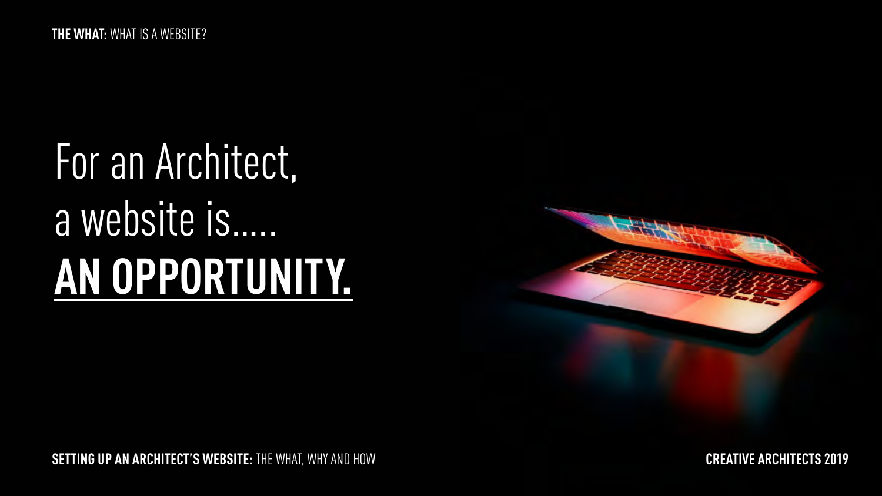**THE WHAT:** WHAT IS A WEBSITE?

# For an Architect, a website is..... **AN OPPORTUNITY.**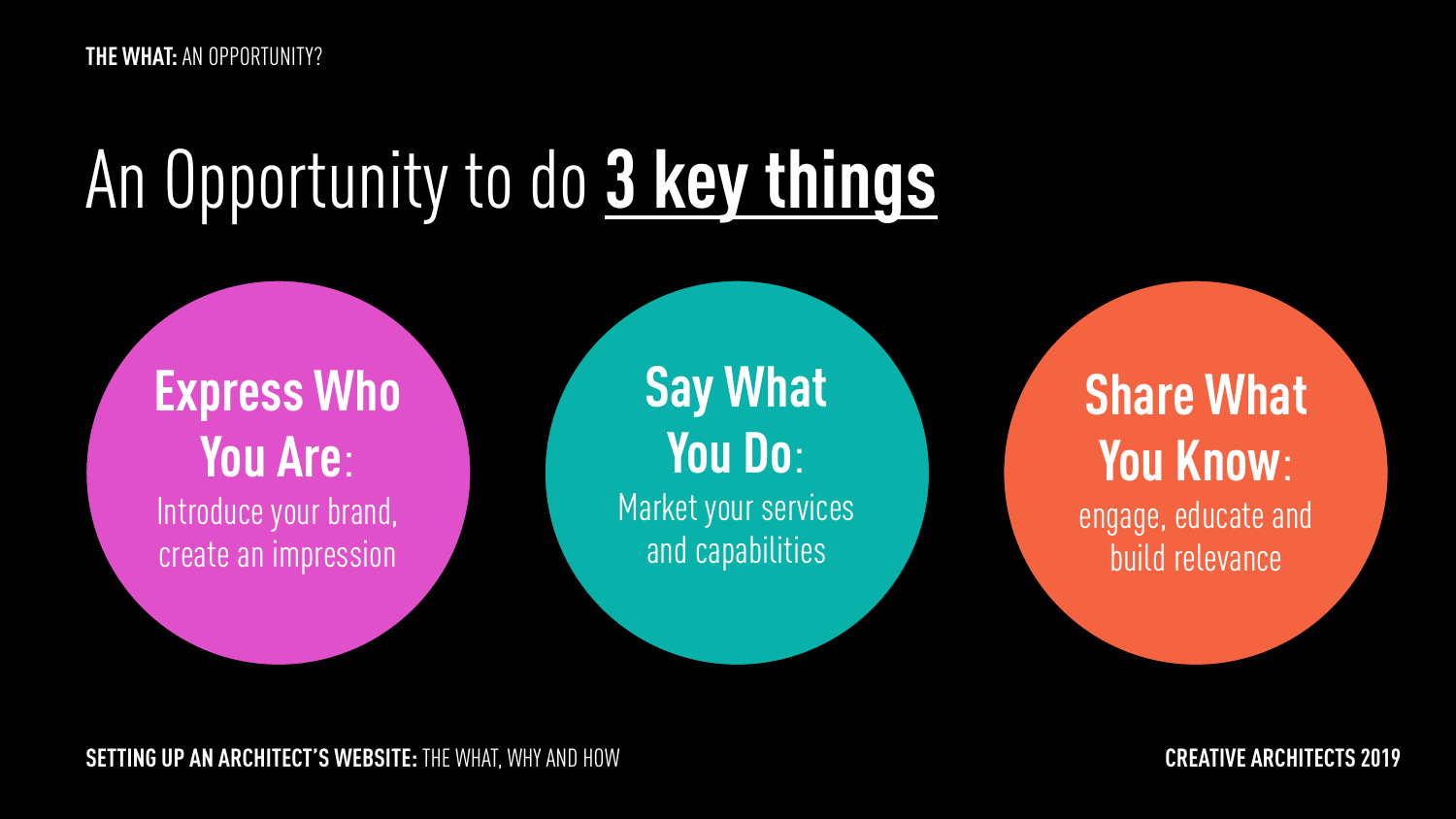**THE WHAT:** AN OPPORTUNITY?

# An Opportunity to do **3 key things**

**Express Who You Are**: Introduce your brand, create an impression

**Say What You Do**: Market your services and capabilities

**Share What You Know**: engage, educate and build relevance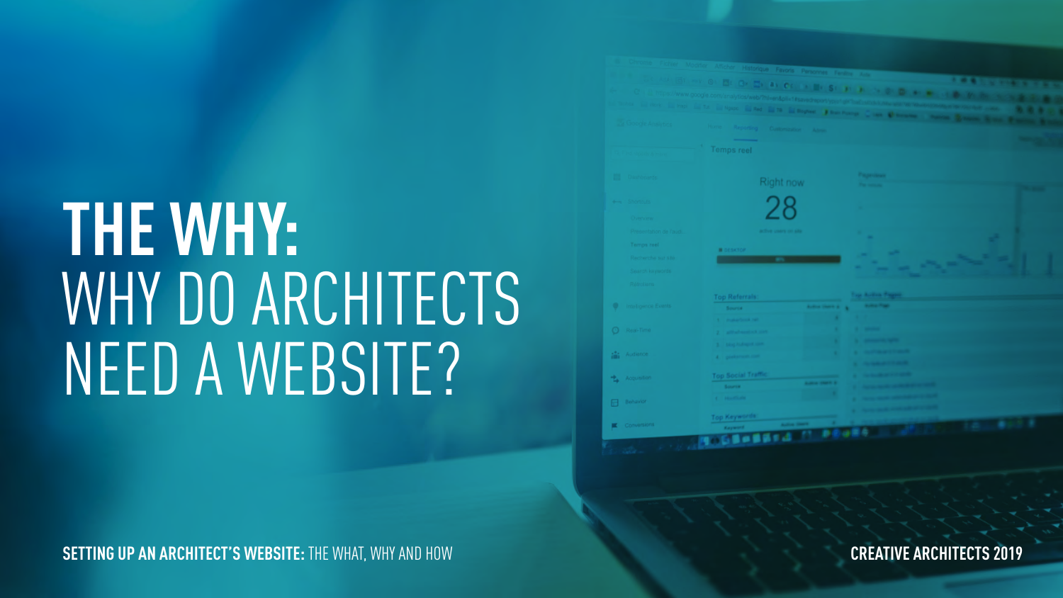# THE WHY:

# WHY DO ARCHITECTS NEED A WEBSITE?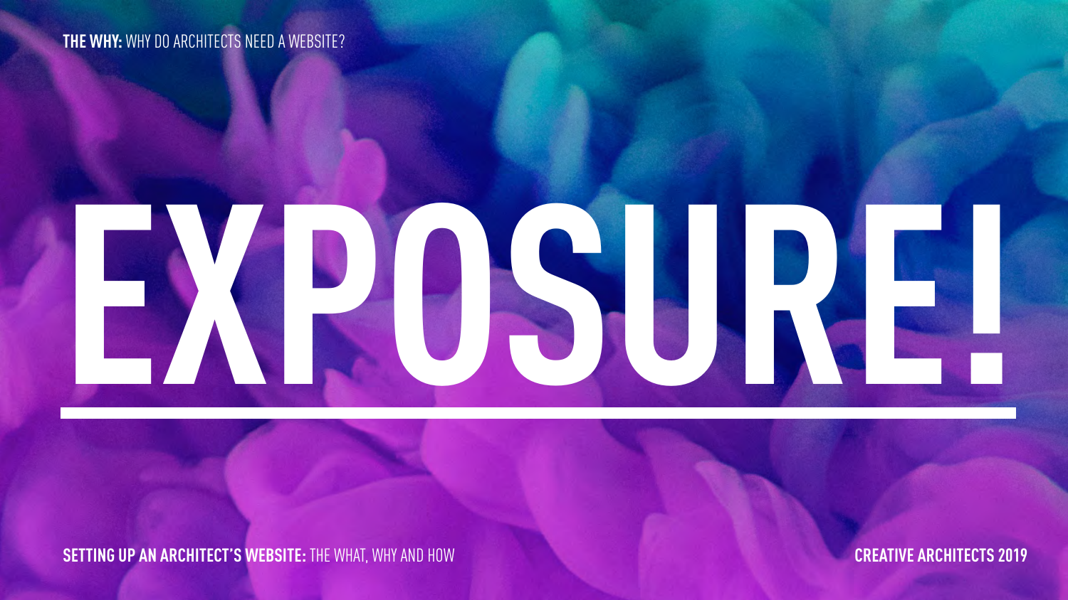**THE WHY:** WHY DO ARCHITECTS NEED A WEBSITE?

# EXPOSURE!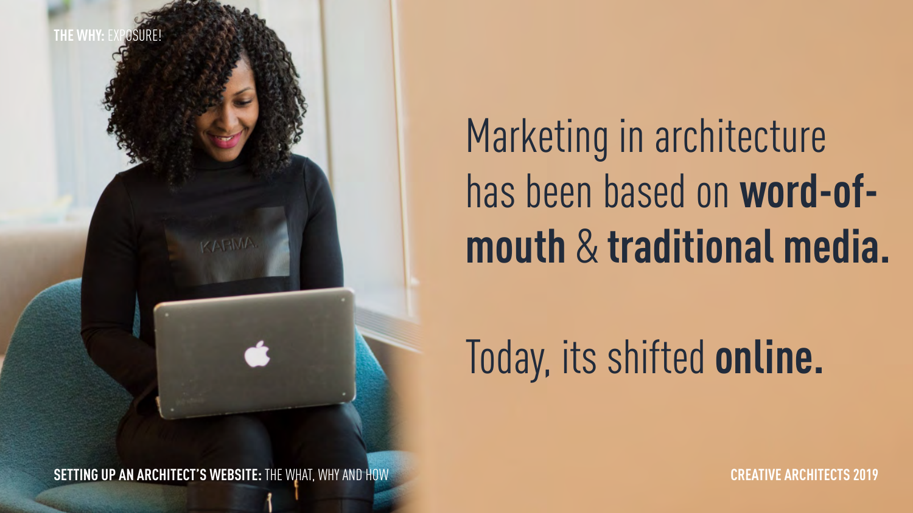**THE WHY:** EXPOSURE!

Marketing in architecture has been based on **word-of-mouth** & **traditional media.**

Today, its shifted **online.**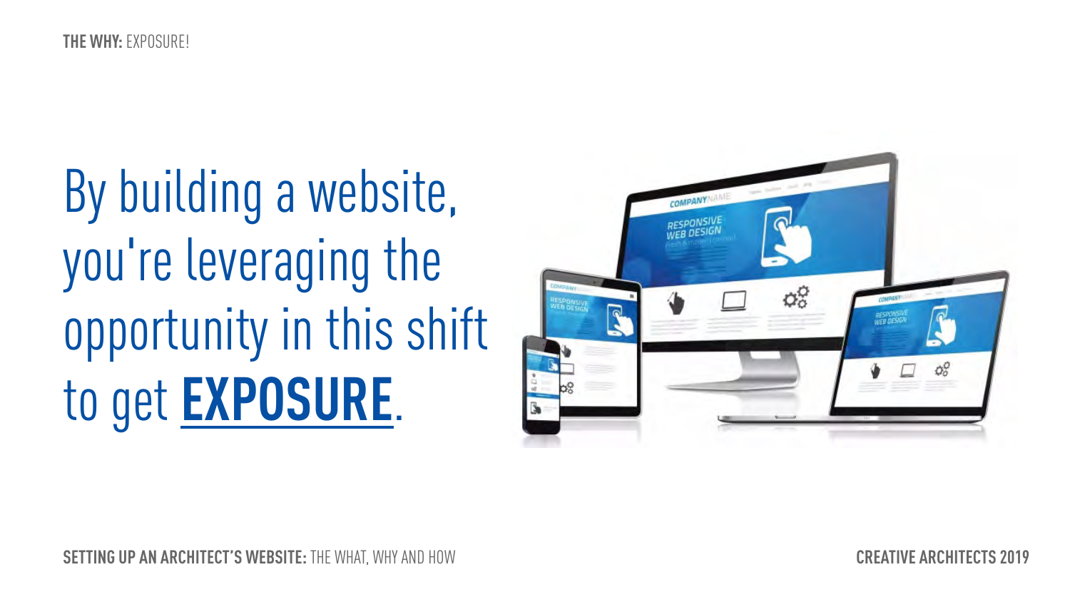THE WHY: EXPOSURE!

# By building a website, you're leveraging the opportunity in this shift to get **EXPOSURE**.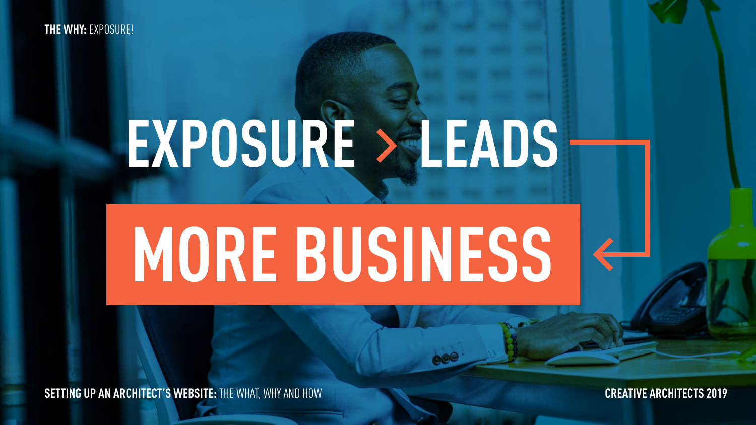**THE WHY:** EXPOSURE!

# EXPOSURE > LEADS

# MORE BUSINESS

**SETTING UP AN ARCHITECT'S WEBSITE:** THE WHAT, WHY AND HOW

**CREATIVE ARCHITECTS 2019**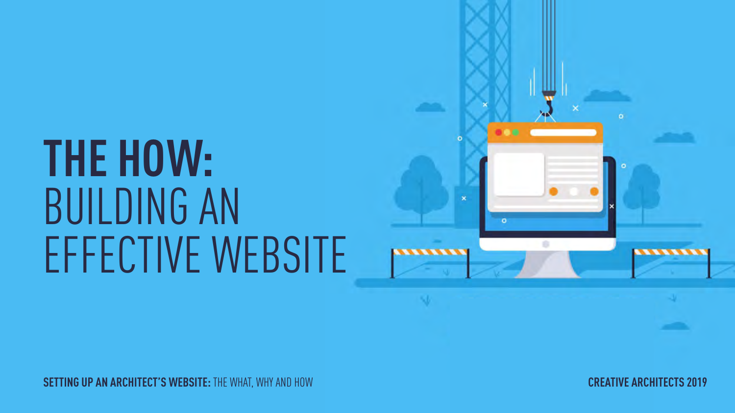# THE HOW: BUILDING AN EFFECTIVE WEBSITE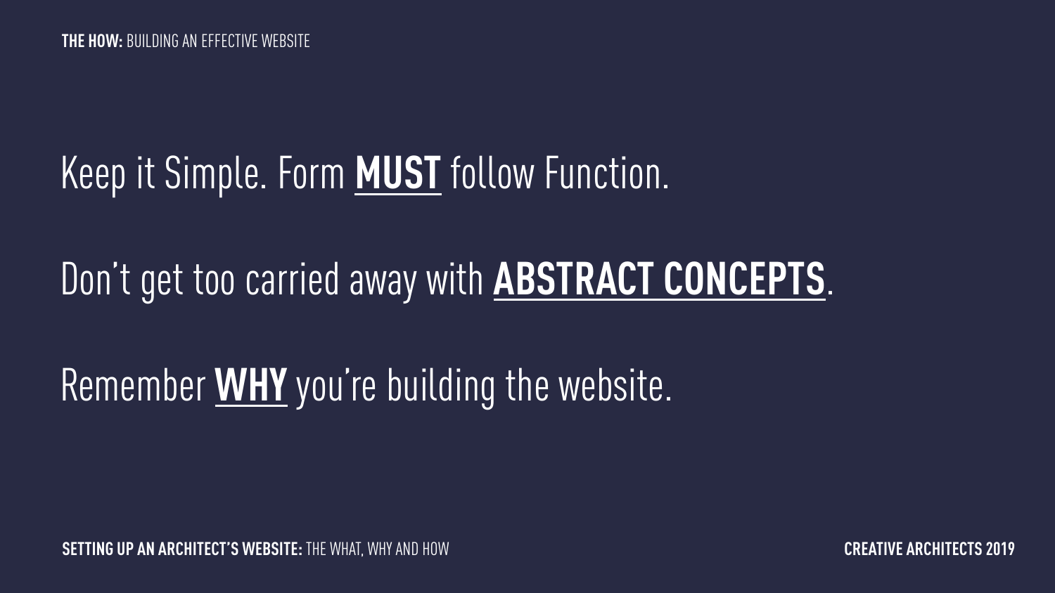**THE HOW:** BUILDING AN EFFECTIVE WEBSITE

Keep it Simple. Form **MUST** follow Function.

Don't get too carried away with **ABSTRACT CONCEPTS**.

Remember **WHY** you're building the website.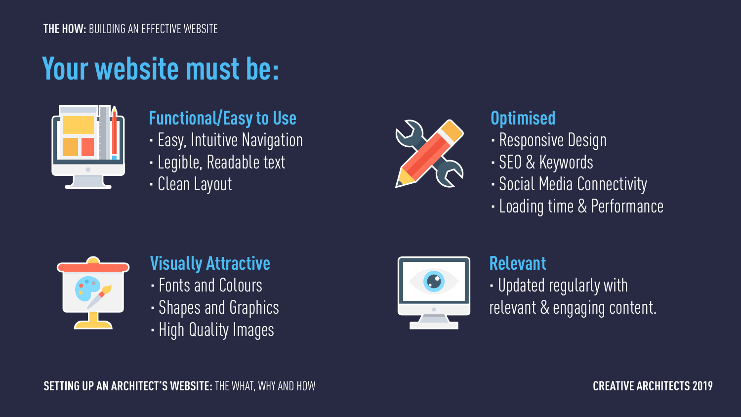THE HOW: BUILDING AN EFFECTIVE WEBSITE

# Your website must be:

### Functional/Easy to Use

- Easy, Intuitive Navigation
- Legible, Readable text
- Clean Layout

### Optimised

- Responsive Design
- SEO & Keywords
- Social Media Connectivity
- Loading time & Performance

### Visually Attractive

- Fonts and Colours
- Shapes and Graphics
- High Quality Images

### Relevant

- Updated regularly with relevant & engaging content.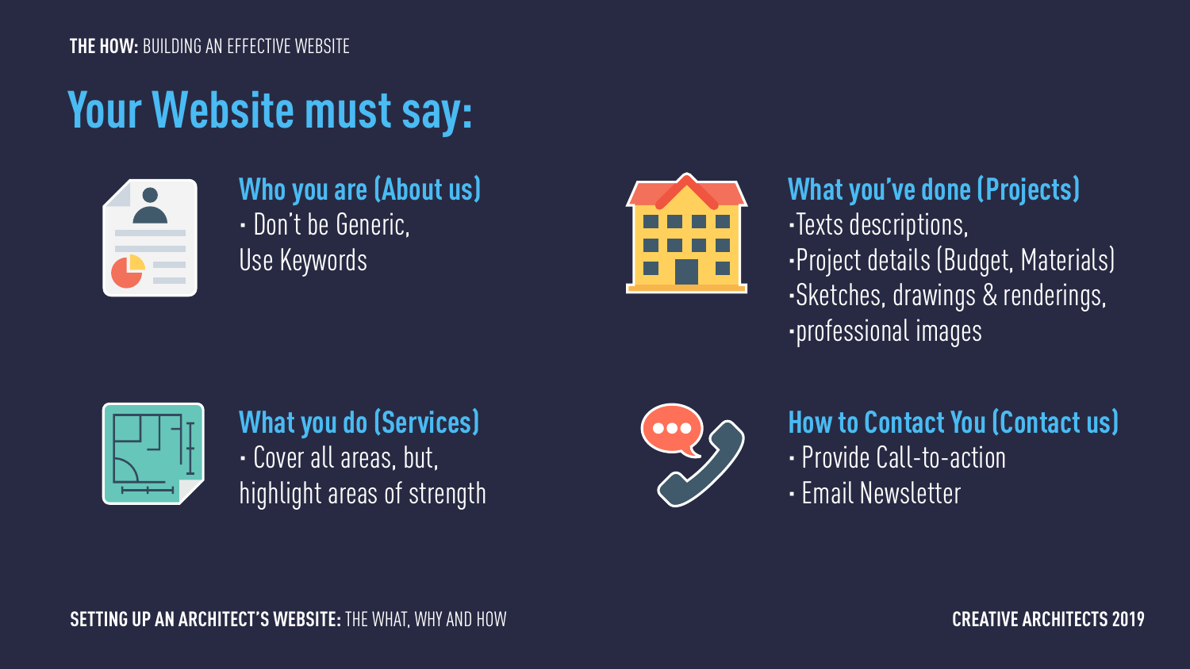**THE HOW:** BUILDING AN EFFECTIVE WEBSITE

# Your Website must say:

### Who you are (About us)

- Don't be Generic, Use Keywords

### What you've done (Projects)

- Texts descriptions,
- Project details (Budget, Materials)
- Sketches, drawings & renderings,
- professional images

### What you do (Services)

- Cover all areas, but, highlight areas of strength

### How to Contact You (Contact us)

- Provide Call-to-action
- Email Newsletter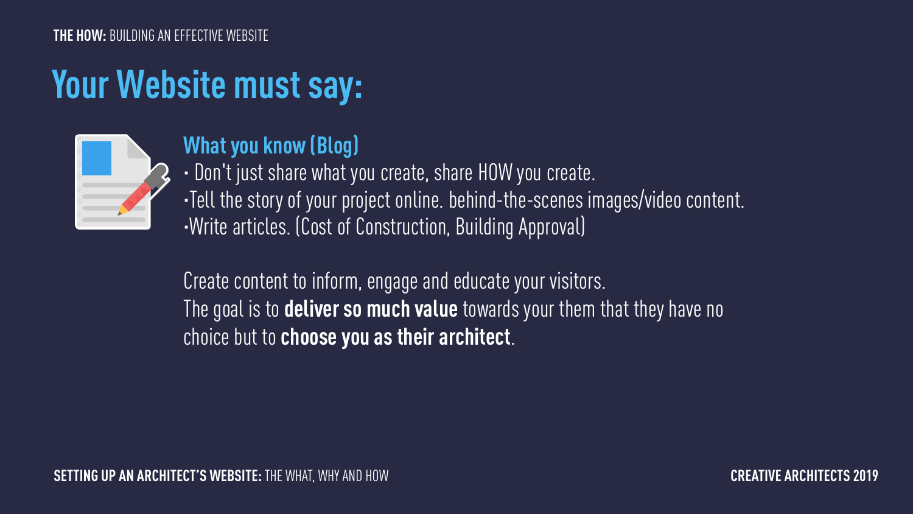THE HOW: BUILDING AN EFFECTIVE WEBSITE

# Your Website must say:

### What you know (Blog)

- Don't just share what you create, share HOW you create.
- Tell the story of your project online. behind-the-scenes images/video content.
- Write articles. (Cost of Construction, Building Approval)

Create content to inform, engage and educate your visitors.
The goal is to **deliver so much value** towards your them that they have no choice but to **choose you as their architect**.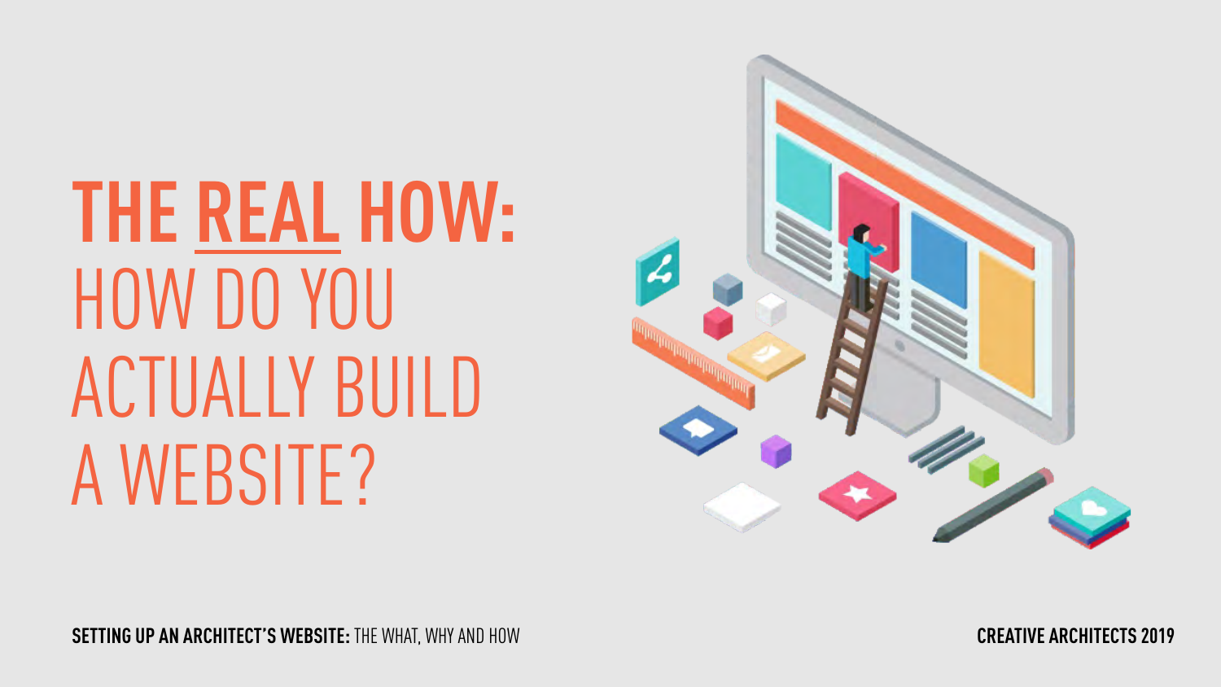# THE REAL HOW: HOW DO YOU ACTUALLY BUILD A WEBSITE?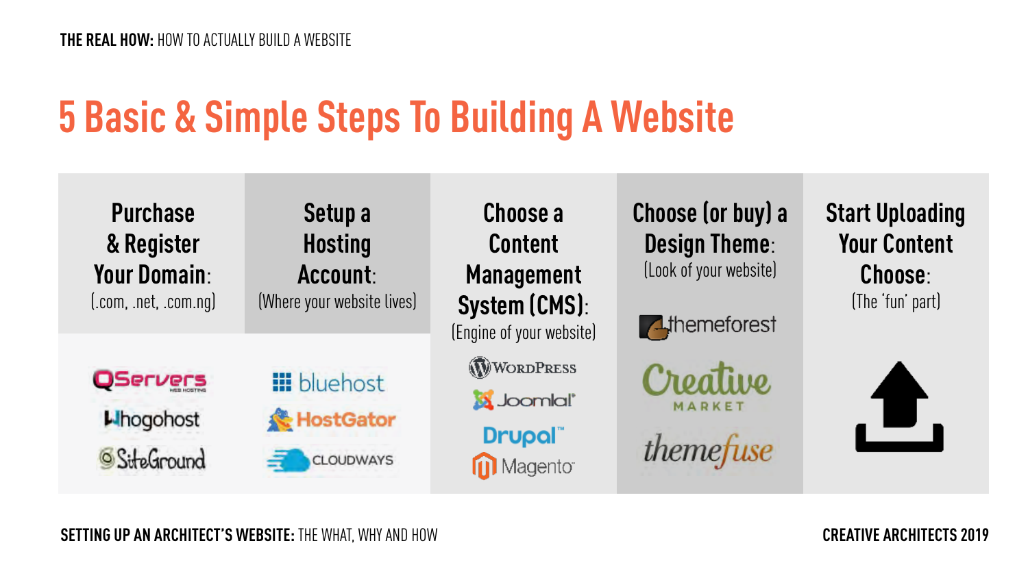# 5 Basic & Simple Steps To Building A Website

| Purchase & Register Your Domain: (.com, .net, .com.ng) | Setup a Hosting Account: (Where your website lives) | Choose a Content Management System (CMS): (Engine of your website) | Choose (or buy) a Design Theme: (Look of your website) | Start Uploading Your Content Choose: (The 'fun' part) |
| --- | --- | --- | --- | --- |
| QServers | bluehost | WordPress | themeforest | |
| Whogohost | HostGator | Joomla! | Creative Market | |
| SiteGround | CLOUDWAYS | Drupal | themefuse | |
| | | Magento | | |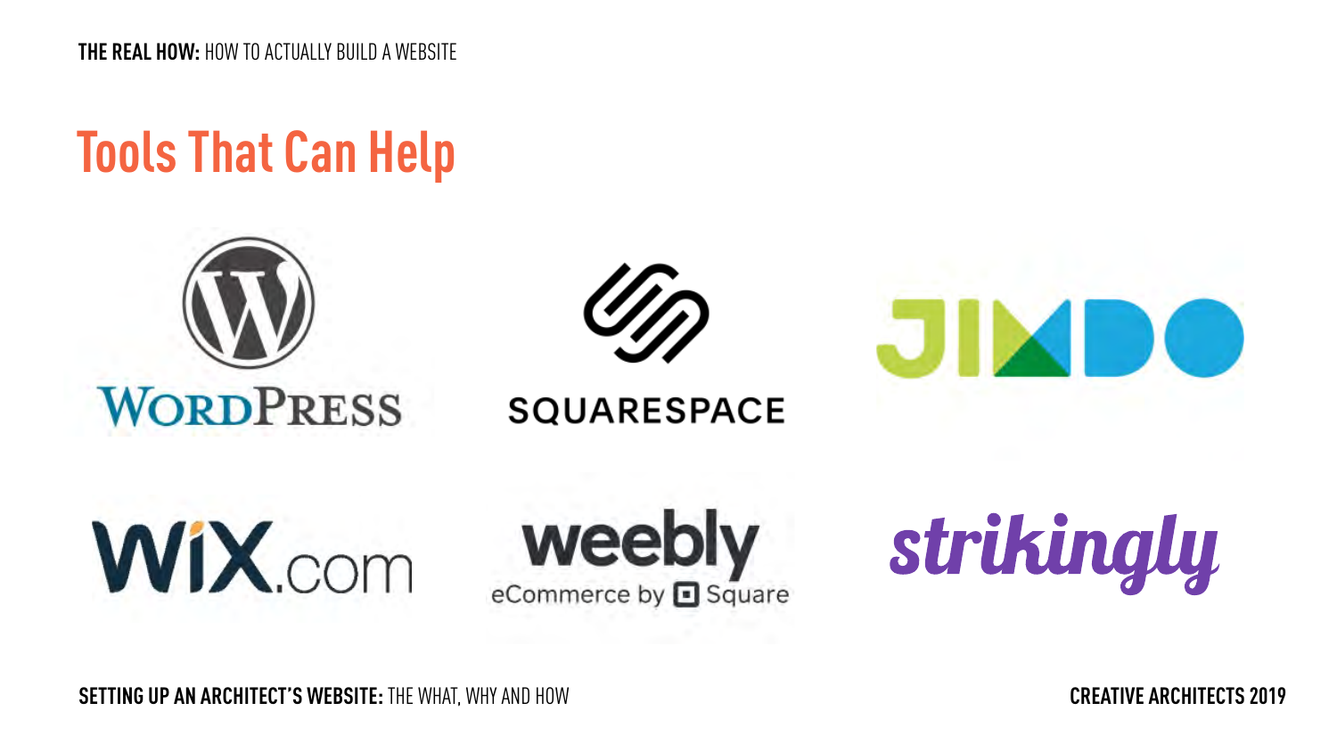## Tools That Can Help

- WordPress
- Squarespace
- Jimdo
- Wix.com
- weebly eCommerce by Square
- strikingly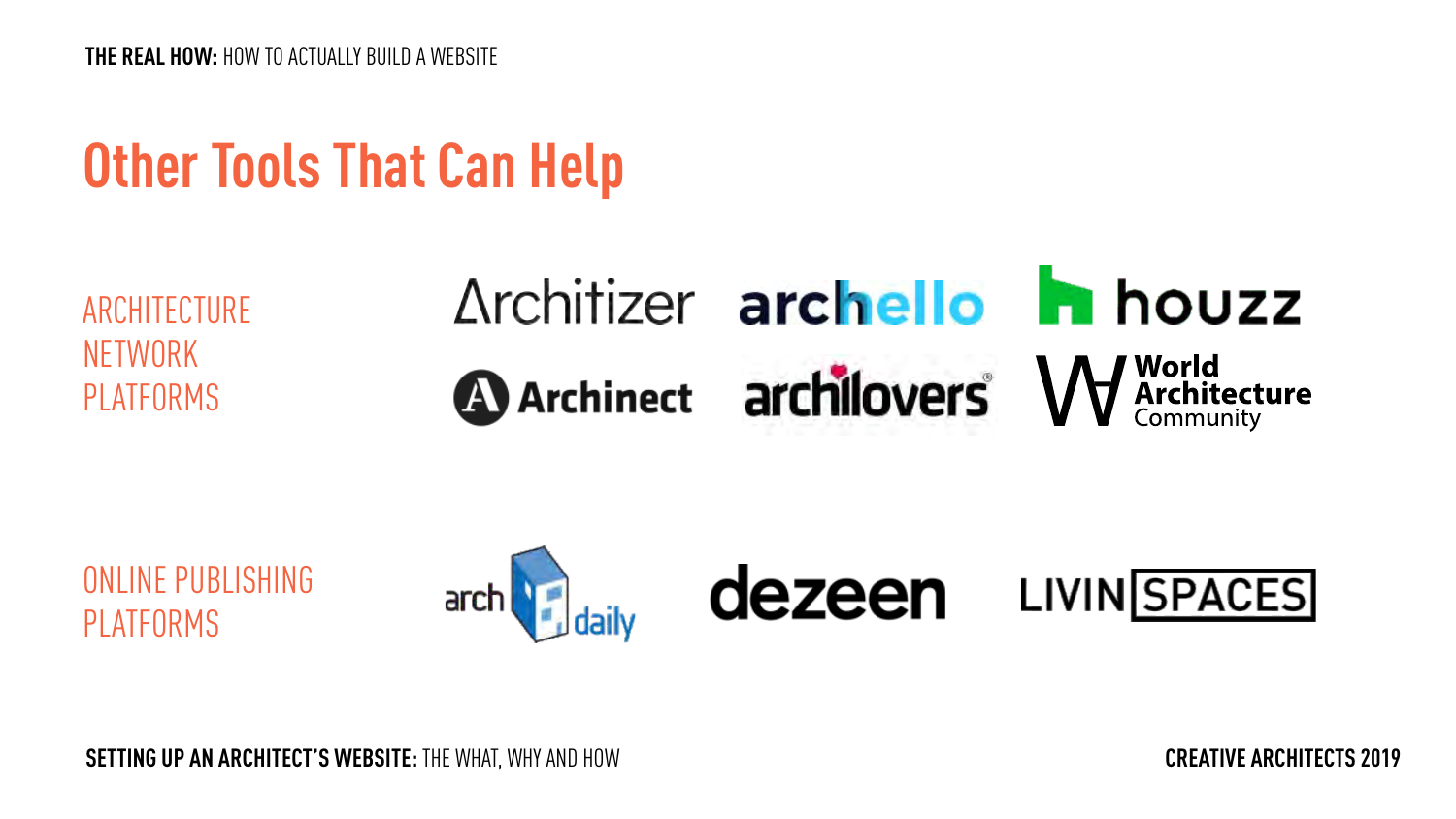# Other Tools That Can Help

ARCHITECTURE NETWORK PLATFORMS

Architizer
archello
houzz
Archinect
archilovers
World Architecture Community

ONLINE PUBLISHING PLATFORMS

arch daily
dezeen
LIVIN SPACES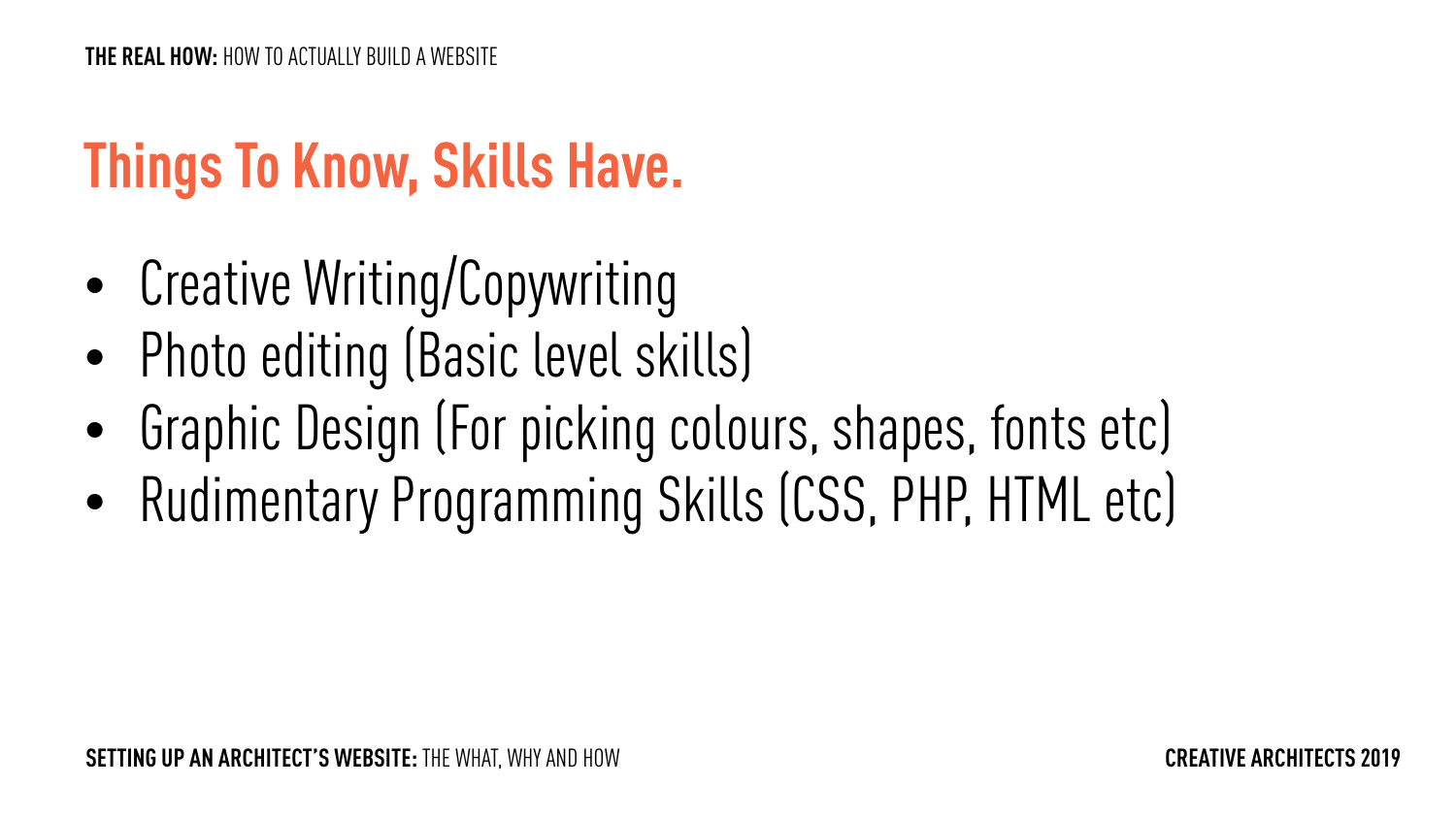# Things To Know, Skills Have.

- Creative Writing/Copywriting
- Photo editing (Basic level skills)
- Graphic Design (For picking colours, shapes, fonts etc)
- Rudimentary Programming Skills (CSS, PHP, HTML etc)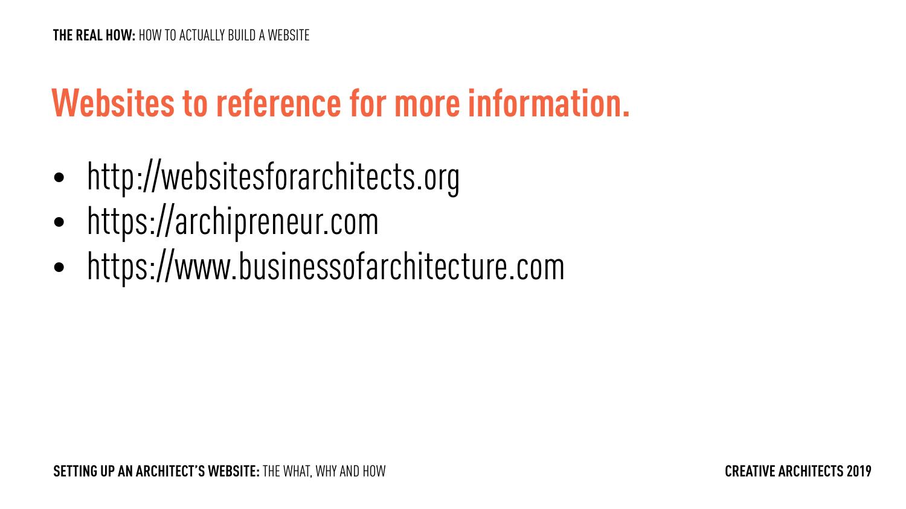# Websites to reference for more information.

- http://websitesforarchitects.org
- https://archipreneur.com
- https://www.businessofarchitecture.com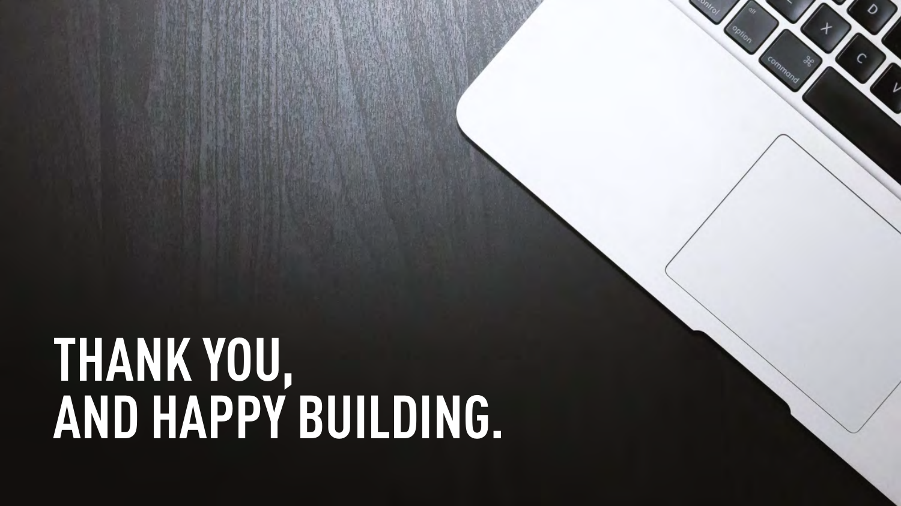# THANK YOU, AND HAPPY BUILDING.